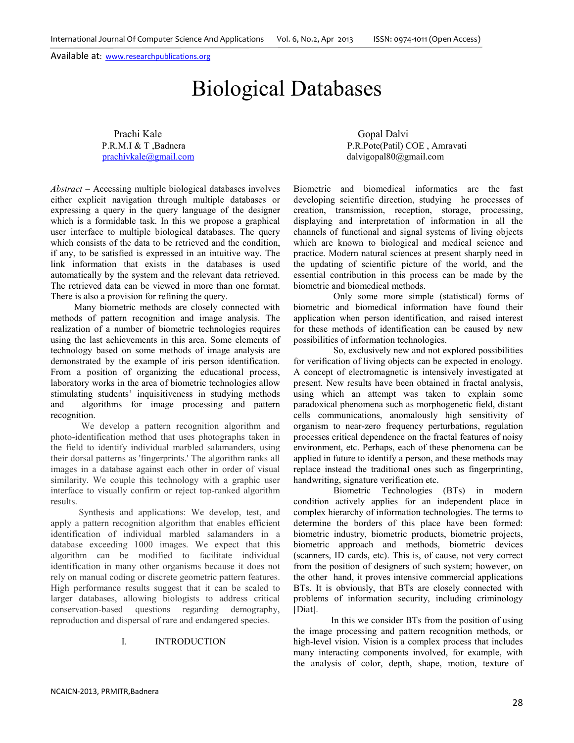# Biological Databases

Prachi Kale
P.R.M.I & T ,Badnera
prachivkale@gmail.com

Gopal Dalvi
P.R.Pote(Patil) COE , Amravati
dalvigopal80@gmail.com

*Abstract* – Accessing multiple biological databases involves either explicit navigation through multiple databases or expressing a query in the query language of the designer which is a formidable task. In this we propose a graphical user interface to multiple biological databases. The query which consists of the data to be retrieved and the condition, if any, to be satisfied is expressed in an intuitive way. The link information that exists in the databases is used automatically by the system and the relevant data retrieved. The retrieved data can be viewed in more than one format. There is also a provision for refining the query.

Many biometric methods are closely connected with methods of pattern recognition and image analysis. The realization of a number of biometric technologies requires using the last achievements in this area. Some elements of technology based on some methods of image analysis are demonstrated by the example of iris person identification. From a position of organizing the educational process, laboratory works in the area of biometric technologies allow stimulating students' inquisitiveness in studying methods and algorithms for image processing and pattern recognition.

We develop a pattern recognition algorithm and photo-identification method that uses photographs taken in the field to identify individual marbled salamanders, using their dorsal patterns as 'fingerprints.' The algorithm ranks all images in a database against each other in order of visual similarity. We couple this technology with a graphic user interface to visually confirm or reject top-ranked algorithm results.

Synthesis and applications: We develop, test, and apply a pattern recognition algorithm that enables efficient identification of individual marbled salamanders in a database exceeding 1000 images. We expect that this algorithm can be modified to facilitate individual identification in many other organisms because it does not rely on manual coding or discrete geometric pattern features. High performance results suggest that it can be scaled to larger databases, allowing biologists to address critical conservation-based questions regarding demography, reproduction and dispersal of rare and endangered species.

## I. INTRODUCTION

Biometric and biomedical informatics are the fast developing scientific direction, studying he processes of creation, transmission, reception, storage, processing, displaying and interpretation of information in all the channels of functional and signal systems of living objects which are known to biological and medical science and practice. Modern natural sciences at present sharply need in the updating of scientific picture of the world, and the essential contribution in this process can be made by the biometric and biomedical methods.

Only some more simple (statistical) forms of biometric and biomedical information have found their application when person identification, and raised interest for these methods of identification can be caused by new possibilities of information technologies.

So, exclusively new and not explored possibilities for verification of living objects can be expected in enology. A concept of electromagnetic is intensively investigated at present. New results have been obtained in fractal analysis, using which an attempt was taken to explain some paradoxical phenomena such as morphogenetic field, distant cells communications, anomalously high sensitivity of organism to near-zero frequency perturbations, regulation processes critical dependence on the fractal features of noisy environment, etc. Perhaps, each of these phenomena can be applied in future to identify a person, and these methods may replace instead the traditional ones such as fingerprinting, handwriting, signature verification etc.

Biometric Technologies (BTs) in modern condition actively applies for an independent place in complex hierarchy of information technologies. The terms to determine the borders of this place have been formed: biometric industry, biometric products, biometric projects, biometric approach and methods, biometric devices (scanners, ID cards, etc). This is, of cause, not very correct from the position of designers of such system; however, on the other hand, it proves intensive commercial applications BTs. It is obviously, that BTs are closely connected with problems of information security, including criminology [Diat].

In this we consider BTs from the position of using the image processing and pattern recognition methods, or high-level vision. Vision is a complex process that includes many interacting components involved, for example, with the analysis of color, depth, shape, motion, texture of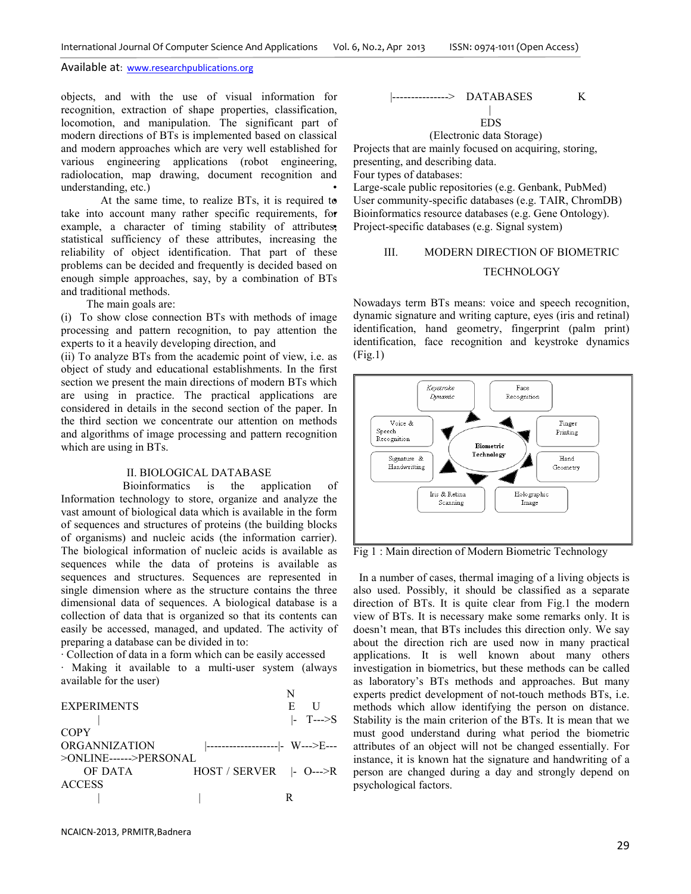objects, and with the use of visual information for recognition, extraction of shape properties, classification, locomotion, and manipulation. The significant part of modern directions of BTs is implemented based on classical and modern approaches which are very well established for various engineering applications (robot engineering, radiolocation, map drawing, document recognition and understanding, etc.)

At the same time, to realize BTs, it is required to take into account many rather specific requirements, for example, a character of timing stability of attributes; statistical sufficiency of these attributes, increasing the reliability of object identification. That part of these problems can be decided and frequently is decided based on enough simple approaches, say, by a combination of BTs and traditional methods.

The main goals are:

(i) To show close connection BTs with methods of image processing and pattern recognition, to pay attention the experts to it a heavily developing direction, and

(ii) To analyze BTs from the academic point of view, i.e. as object of study and educational establishments. In the first section we present the main directions of modern BTs which are using in practice. The practical applications are considered in details in the second section of the paper. In the third section we concentrate our attention on methods and algorithms of image processing and pattern recognition which are using in BTs.

## II. BIOLOGICAL DATABASE

Bioinformatics is the application of Information technology to store, organize and analyze the vast amount of biological data which is available in the form of sequences and structures of proteins (the building blocks of organisms) and nucleic acids (the information carrier). The biological information of nucleic acids is available as sequences while the data of proteins is available as sequences and structures. Sequences are represented in single dimension where as the structure contains the three dimensional data of sequences. A biological database is a collection of data that is organized so that its contents can easily be accessed, managed, and updated. The activity of preparing a database can be divided in to:

· Collection of data in a form which can be easily accessed

· Making it available to a multi-user system (always available for the user)

```
                                                      N
EXPERIMENTS                                           E    U
      |                                               |-   T--->S
COPY
ORGANNIZATION         |-------------------|-   W--->E---
>ONLINE------>PERSONAL
    OF DATA           HOST / SERVER        |-   O--->R
ACCESS
      |                     |                      R

          |--------------->   DATABASES          K
                                  |
                                 EDS
                       (Electronic data Storage)
```

Projects that are mainly focused on acquiring, storing, presenting, and describing data.

Four types of databases:

Large-scale public repositories (e.g. Genbank, PubMed)

User community-specific databases (e.g. TAIR, ChromDB)

Bioinformatics resource databases (e.g. Gene Ontology).

Project-specific databases (e.g. Signal system)

## III. MODERN DIRECTION OF BIOMETRIC TECHNOLOGY

Nowadays term BTs means: voice and speech recognition, dynamic signature and writing capture, eyes (iris and retinal) identification, hand geometry, fingerprint (palm print) identification, face recognition and keystroke dynamics (Fig.1)

Keystroke Dynamic · Face Recognition · Voice & Speech Recognition · Finger Printing · Biometric Technology · Signature & Handwritting · Hand Geometry · Iris & Retina Scanning · Holographic Image

Fig 1 : Main direction of Modern Biometric Technology

In a number of cases, thermal imaging of a living objects is also used. Possibly, it should be classified as a separate direction of BTs. It is quite clear from Fig.1 the modern view of BTs. It is necessary make some remarks only. It is doesn't mean, that BTs includes this direction only. We say about the direction rich are used now in many practical applications. It is well known about many others investigation in biometrics, but these methods can be called as laboratory's BTs methods and approaches. But many experts predict development of not-touch methods BTs, i.e. methods which allow identifying the person on distance. Stability is the main criterion of the BTs. It is mean that we must good understand during what period the biometric attributes of an object will not be changed essentially. For instance, it is known hat the signature and handwriting of a person are changed during a day and strongly depend on psychological factors.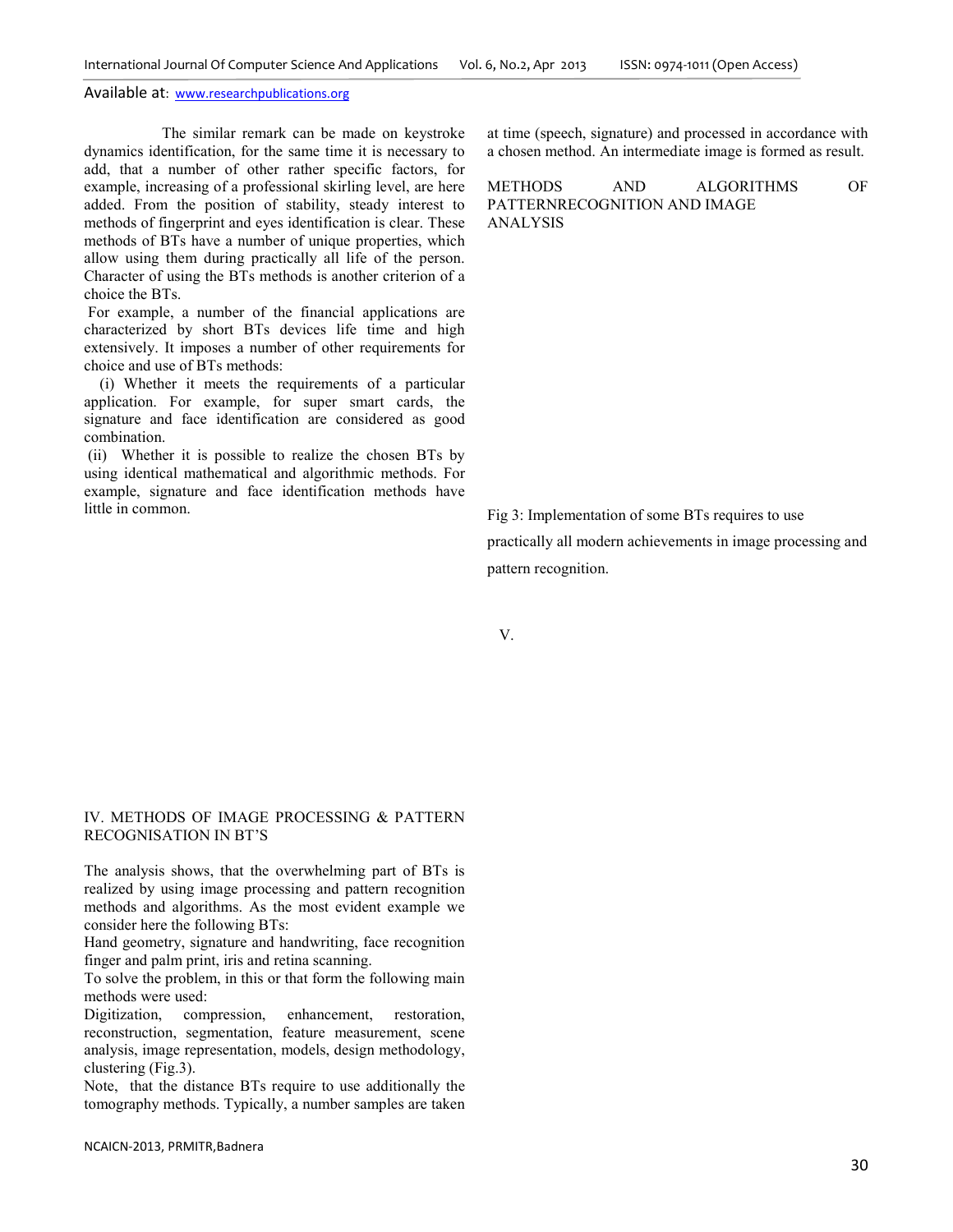The similar remark can be made on keystroke dynamics identification, for the same time it is necessary to add, that a number of other rather specific factors, for example, increasing of a professional skirling level, are here added. From the position of stability, steady interest to methods of fingerprint and eyes identification is clear. These methods of BTs have a number of unique properties, which allow using them during practically all life of the person. Character of using the BTs methods is another criterion of a choice the BTs.

For example, a number of the financial applications are characterized by short BTs devices life time and high extensively. It imposes a number of other requirements for choice and use of BTs methods:

(i) Whether it meets the requirements of a particular application. For example, for super smart cards, the signature and face identification are considered as good combination.

(ii) Whether it is possible to realize the chosen BTs by using identical mathematical and algorithmic methods. For example, signature and face identification methods have little in common.

## IV. METHODS OF IMAGE PROCESSING & PATTERN RECOGNISATION IN BT'S

The analysis shows, that the overwhelming part of BTs is realized by using image processing and pattern recognition methods and algorithms. As the most evident example we consider here the following BTs:

Hand geometry, signature and handwriting, face recognition finger and palm print, iris and retina scanning.

To solve the problem, in this or that form the following main methods were used:

Digitization, compression, enhancement, restoration, reconstruction, segmentation, feature measurement, scene analysis, image representation, models, design methodology, clustering (Fig.3).

Note, that the distance BTs require to use additionally the tomography methods. Typically, a number samples are taken at time (speech, signature) and processed in accordance with a chosen method. An intermediate image is formed as result.

METHODS AND ALGORITHMS OF PATTERNRECOGNITION AND IMAGE ANALYSIS

Fig 3: Implementation of some BTs requires to use practically all modern achievements in image processing and pattern recognition.

V.